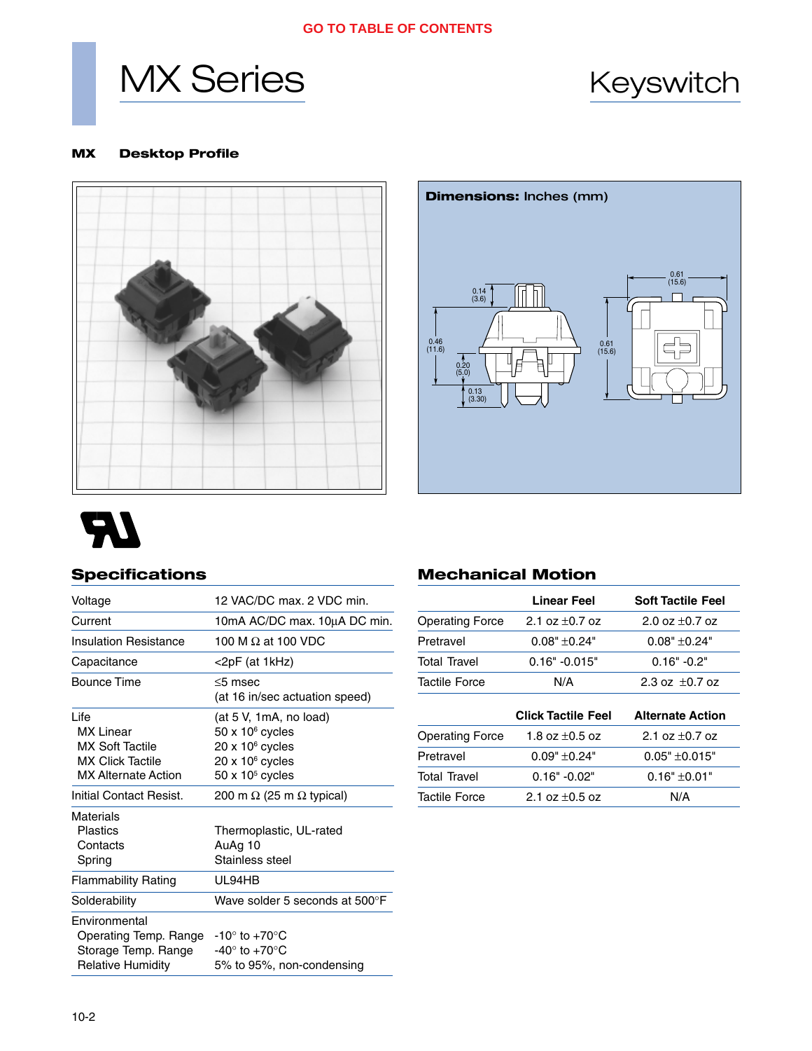GO TO TABLE OF CONTENTS

# MX Series

# Keyswitch

**MX Desktop Profile**

**Dimensions:** Inches (mm)

0.14 (3.6)

0.46 (11.6)

0.20 (5.0)

0.13 (3.30)

0.61 (15.6)

0.61 (15.6)

## Specifications

| | |
|---|---|
| Voltage | 12 VAC/DC max. 2 VDC min. |
| Current | 10mA AC/DC max. 10µA DC min. |
| Insulation Resistance | 100 M Ω at 100 VDC |
| Capacitance | <2pF (at 1kHz) |
| Bounce Time | ≤5 msec<br>(at 16 in/sec actuation speed) |
| Life<br>MX Linear<br>MX Soft Tactile<br>MX Click Tactile<br>MX Alternate Action | (at 5 V, 1mA, no load)<br>50 x $10^6$ cycles<br>20 x $10^6$ cycles<br>20 x $10^6$ cycles<br>50 x $10^5$ cycles |
| Initial Contact Resist. | 200 m Ω (25 m Ω typical) |
| Materials<br>Plastics<br>Contacts<br>Spring | <br>Thermoplastic, UL-rated<br>AuAg 10<br>Stainless steel |
| Flammability Rating | UL94HB |
| Solderability | Wave solder 5 seconds at 500°F |
| Environmental<br>Operating Temp. Range<br>Storage Temp. Range<br>Relative Humidity | <br>-10° to +70°C<br>-40° to +70°C<br>5% to 95%, non-condensing |

## Mechanical Motion

| | Linear Feel | Soft Tactile Feel |
|---|---|---|
| Operating Force | 2.1 oz ±0.7 oz | 2.0 oz ±0.7 oz |
| Pretravel | 0.08" ±0.24" | 0.08" ±0.24" |
| Total Travel | 0.16" -0.015" | 0.16" -0.2" |
| Tactile Force | N/A | 2.3 oz ±0.7 oz |

| | Click Tactile Feel | Alternate Action |
|---|---|---|
| Operating Force | 1.8 oz ±0.5 oz | 2.1 oz ±0.7 oz |
| Pretravel | 0.09" ±0.24" | 0.05" ±0.015" |
| Total Travel | 0.16" -0.02" | 0.16" ±0.01" |
| Tactile Force | 2.1 oz ±0.5 oz | N/A |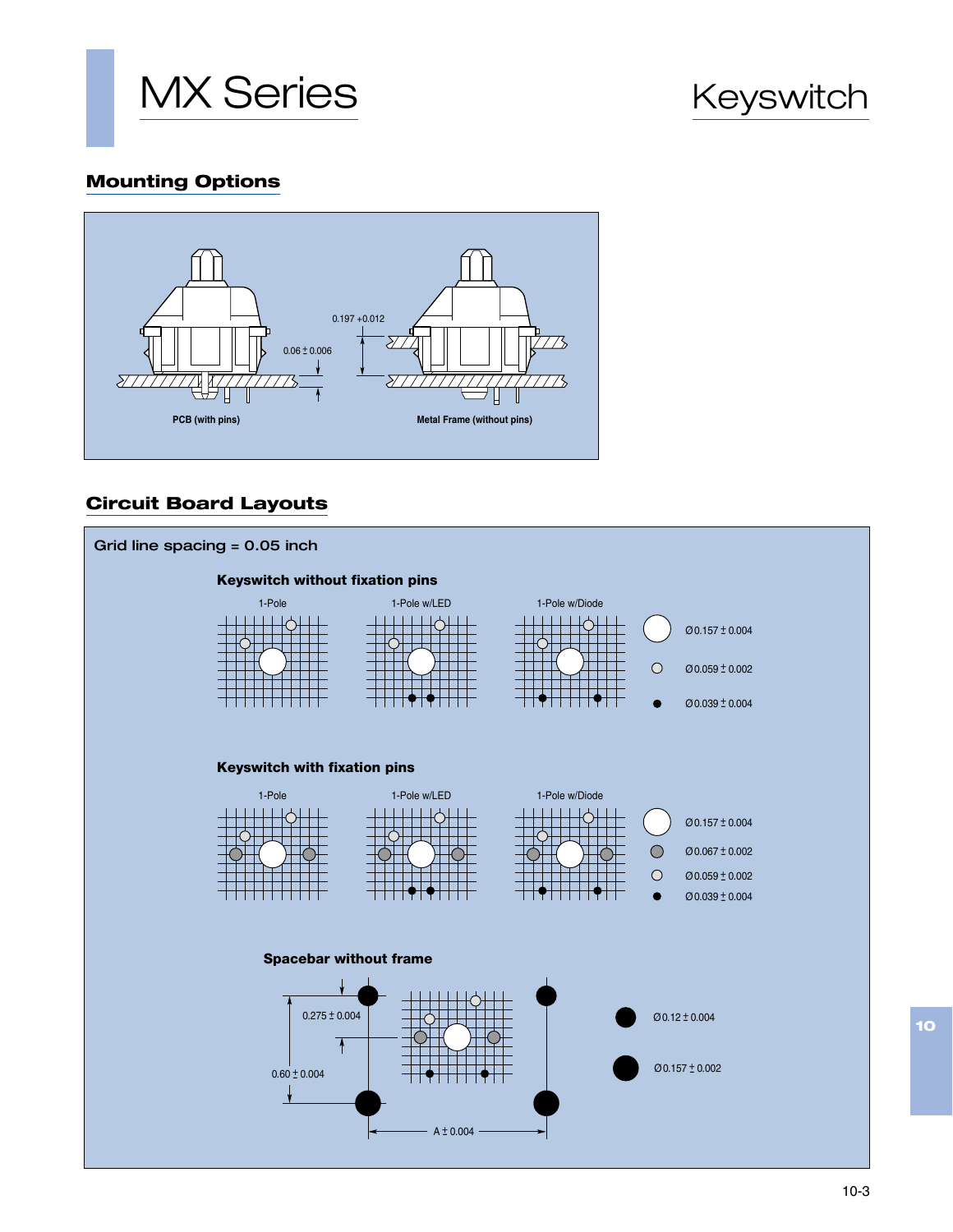# MX Series

Keyswitch

## Mounting Options

0.197 +0.012

0.06 ± 0.006

PCB (with pins)

Metal Frame (without pins)

## Circuit Board Layouts

Grid line spacing = 0.05 inch

### Keyswitch without fixation pins

1-Pole

1-Pole w/LED

1-Pole w/Diode

Ø0.157 ± 0.004

Ø0.059 ± 0.002

Ø0.039 ± 0.004

### Keyswitch with fixation pins

1-Pole

1-Pole w/LED

1-Pole w/Diode

Ø0.157 ± 0.004

Ø0.067 ± 0.002

Ø0.059 ± 0.002

Ø0.039 ± 0.004

### Spacebar without frame

0.275 ± 0.004

0.60 ± 0.004

A ± 0.004

Ø0.12 ± 0.004

Ø0.157 ± 0.002

10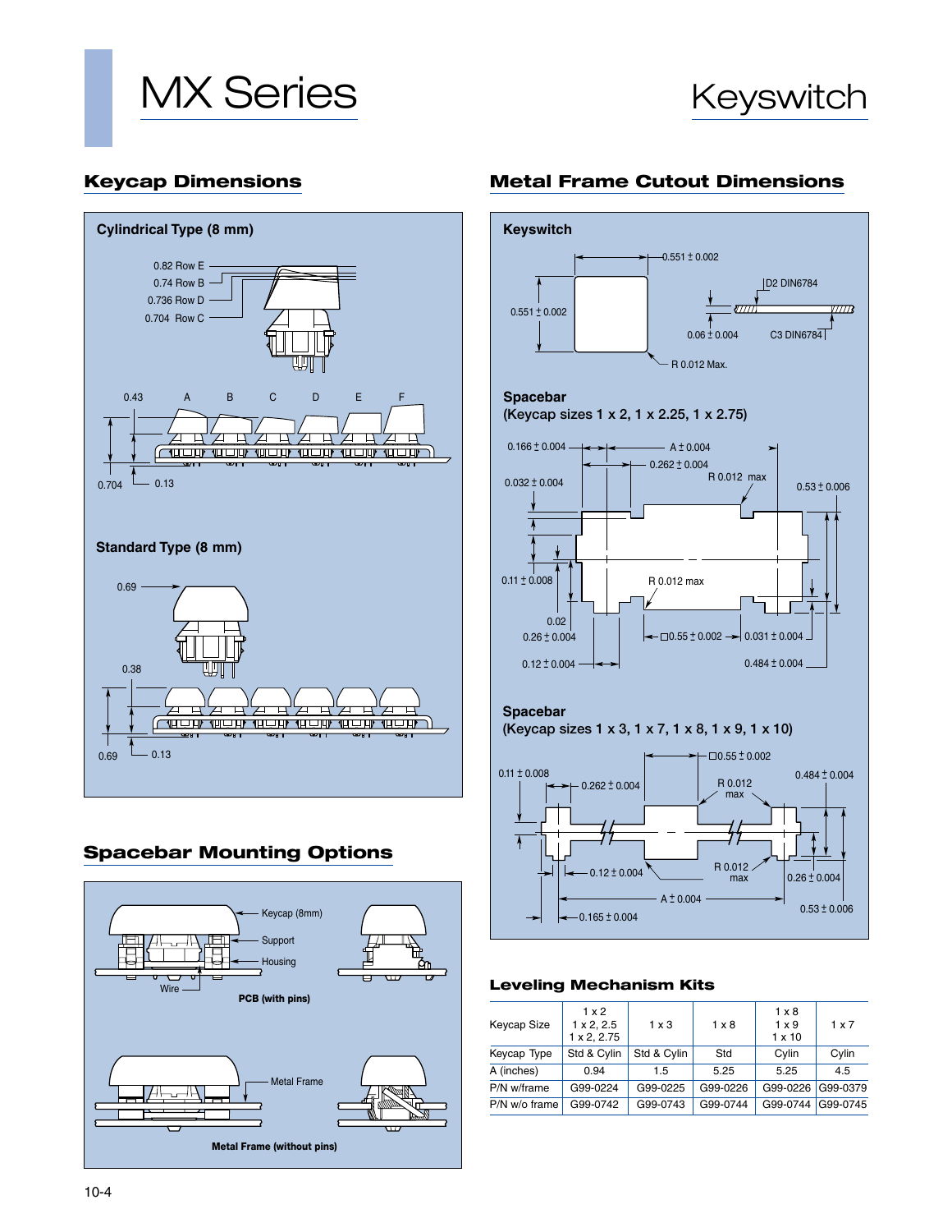# MX Series

# Keyswitch

## Keycap Dimensions

### Cylindrical Type (8 mm)

0.82 Row E
0.74 Row B
0.736 Row D
0.704 Row C

0.43 A B C D E F

0.704 0.13

### Standard Type (8 mm)

0.69

0.38

0.69 0.13

## Metal Frame Cutout Dimensions

### Keyswitch

0.551 ± 0.002
0.551 ± 0.002
D2 DIN6784
0.06 ± 0.004
C3 DIN6784
R 0.012 Max.

### Spacebar
(Keycap sizes 1 x 2, 1 x 2.25, 1 x 2.75)

0.166 ± 0.004
A ± 0.004
0.262 ± 0.004
R 0.012 max
0.032 ± 0.004
0.53 ± 0.006
0.11 ± 0.008
R 0.012 max
0.02
0.26 ± 0.004
□0.55 ± 0.002
0.031 ± 0.004
0.12 ± 0.004
0.484 ± 0.004

### Spacebar
(Keycap sizes 1 x 3, 1 x 7, 1 x 8, 1 x 9, 1 x 10)

□0.55 ± 0.002
0.11 ± 0.008
0.484 ± 0.004
0.262 ± 0.004
R 0.012 max
R 0.012 max
0.12 ± 0.004
0.26 ± 0.004
A ± 0.004
0.53 ± 0.006
0.165 ± 0.004

## Spacebar Mounting Options

Keycap (8mm)
Support
Housing
Wire
**PCB (with pins)**

Metal Frame
**Metal Frame (without pins)**

## Leveling Mechanism Kits

| Keycap Size | 1 x 2<br>1 x 2, 2.5<br>1 x 2, 2.75 | 1 x 3 | 1 x 8 | 1 x 8<br>1 x 9<br>1 x 10 | 1 x 7 |
|---|---|---|---|---|---|
| Keycap Type | Std & Cylin | Std & Cylin | Std | Cylin | Cylin |
| A (inches) | 0.94 | 1.5 | 5.25 | 5.25 | 4.5 |
| P/N w/frame | G99-0224 | G99-0225 | G99-0226 | G99-0226 | G99-0379 |
| P/N w/o frame | G99-0742 | G99-0743 | G99-0744 | G99-0744 | G99-0745 |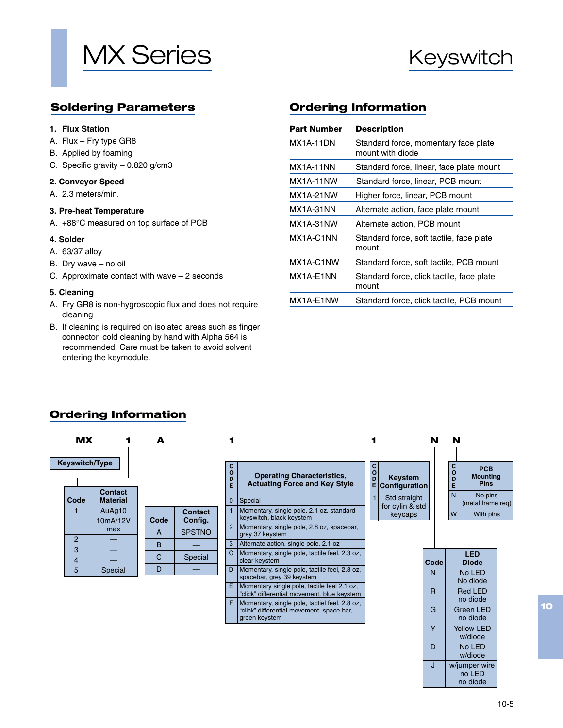# MX Series

# Keyswitch

## Soldering Parameters

**1. Flux Station**

A. Flux – Fry type GR8

B. Applied by foaming

C. Specific gravity – 0.820 g/cm3

**2. Conveyor Speed**

A. 2.3 meters/min.

**3. Pre-heat Temperature**

A. +88°C measured on top surface of PCB

**4. Solder**

A. 63/37 alloy

B. Dry wave – no oil

C. Approximate contact with wave – 2 seconds

**5. Cleaning**

A. Fry GR8 is non-hygroscopic flux and does not require cleaning

B. If cleaning is required on isolated areas such as finger connector, cold cleaning by hand with Alpha 564 is recommended. Care must be taken to avoid solvent entering the keymodule.

## Ordering Information

| Part Number | Description |
|---|---|
| MX1A-11DN | Standard force, momentary face plate mount with diode |
| MX1A-11NN | Standard force, linear, face plate mount |
| MX1A-11NW | Standard force, linear, PCB mount |
| MX1A-21NW | Higher force, linear, PCB mount |
| MX1A-31NN | Alternate action, face plate mount |
| MX1A-31NW | Alternate action, PCB mount |
| MX1A-C1NN | Standard force, soft tactile, face plate mount |
| MX1A-C1NW | Standard force, soft tactile, PCB mount |
| MX1A-E1NN | Standard force, click tactile, face plate mount |
| MX1A-E1NW | Standard force, click tactile, PCB mount |

## Ordering Information

MX 1 A 1 1 N N

**MX** – Keyswitch/Type

**1** – Contact Material

| Code | Contact Material |
|---|---|
| 1 | AuAg10 10mA/12V max |
| 2 | — |
| 3 | — |
| 4 | — |
| 5 | Special |

**A** – Contact Config.

| Code | Contact Config. |
|---|---|
| A | SPSTNO |
| B | — |
| C | Special |
| D | — |

**1** – Operating Characteristics, Actuating Force and Key Style

| Code | Operating Characteristics, Actuating Force and Key Style |
|---|---|
| 0 | Special |
| 1 | Momentary, single pole, 2.1 oz, standard keyswitch, black keystem |
| 2 | Momentary, single pole, 2.8 oz, spacebar, grey 37 keystem |
| 3 | Alternate action, single pole, 2.1 oz |
| C | Momentary, single pole, tactile feel, 2.3 oz, clear keystem |
| D | Momentary, single pole, tactile feel, 2.8 oz, spacebar, grey 39 keystem |
| E | Momentary single pole, tactile feel 2.1 oz, "click" differential movement, blue keystem |
| F | Momentary, single pole, tactiel feel, 2.8 oz, "click" differential movement, space bar, green keystem |

**1** – Keystem Configuration

| Code | Keystem Configuration |
|---|---|
| 1 | Std straight for cylin & std keycaps |

**N** – LED Diode

| Code | LED Diode |
|---|---|
| N | No LED No diode |
| R | Red LED no diode |
| G | Green LED no diode |
| Y | Yellow LED w/diode |
| D | No LED w/diode |
| J | w/jumper wire no LED no diode |

**N** – PCB Mounting Pins

| Code | PCB Mounting Pins |
|---|---|
| N | No pins (metal frame req) |
| W | With pins |